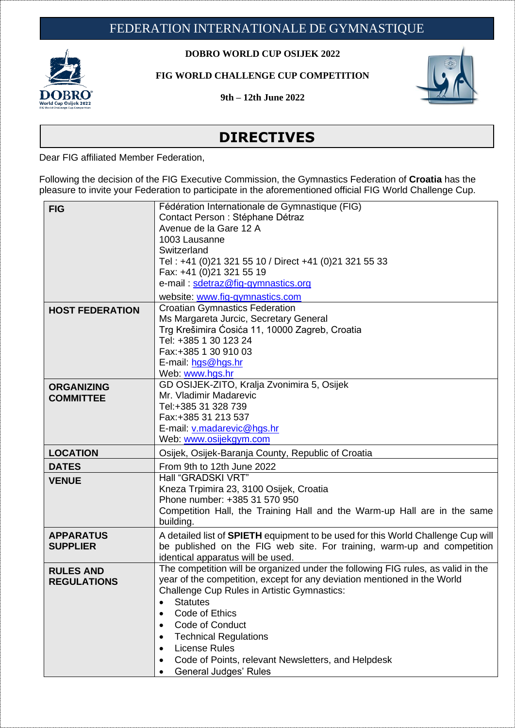# FEDERATION INTERNATIONALE DE GYMNASTIQUE

**DOBRO WORLD CUP OSIJEK 2022**

**FIG WORLD CHALLENGE CUP COMPETITION**

**9th – 12th June 2022**

# DIRECTIVES

Dear FIG affiliated Member Federation,

Following the decision of the FIG Executive Commission, the Gymnastics Federation of **Croatia** has the pleasure to invite your Federation to participate in the aforementioned official FIG World Challenge Cup.

| | |
|---|---|
| **FIG** | Fédération Internationale de Gymnastique (FIG)<br>Contact Person : Stéphane Détraz<br>Avenue de la Gare 12 A<br>1003 Lausanne<br>Switzerland<br>Tel : +41 (0)21 321 55 10 / Direct +41 (0)21 321 55 33<br>Fax: +41 (0)21 321 55 19<br>e-mail : sdetraz@fig-gymnastics.org<br>website: www.fig-gymnastics.com |
| **HOST FEDERATION** | Croatian Gymnastics Federation<br>Ms Margareta Jurcic, Secretary General<br>Trg Krešimira Ćosića 11, 10000 Zagreb, Croatia<br>Tel: +385 1 30 123 24<br>Fax:+385 1 30 910 03<br>E-mail: hgs@hgs.hr<br>Web: www.hgs.hr |
| **ORGANIZING COMMITTEE** | GD OSIJEK-ZITO, Kralja Zvonimira 5, Osijek<br>Mr. Vladimir Madarevic<br>Tel:+385 31 328 739<br>Fax:+385 31 213 537<br>E-mail: v.madarevic@hgs.hr<br>Web: www.osijekgym.com |
| **LOCATION** | Osijek, Osijek-Baranja County, Republic of Croatia |
| **DATES** | From 9th to 12th June 2022 |
| **VENUE** | Hall "GRADSKI VRT"<br>Kneza Trpimira 23, 3100 Osijek, Croatia<br>Phone number: +385 31 570 950<br>Competition Hall, the Training Hall and the Warm-up Hall are in the same building. |
| **APPARATUS SUPPLIER** | A detailed list of **SPIETH** equipment to be used for this World Challenge Cup will be published on the FIG web site. For training, warm-up and competition identical apparatus will be used. |
| **RULES AND REGULATIONS** | The competition will be organized under the following FIG rules, as valid in the year of the competition, except for any deviation mentioned in the World Challenge Cup Rules in Artistic Gymnastics:<br>• Statutes<br>• Code of Ethics<br>• Code of Conduct<br>• Technical Regulations<br>• License Rules<br>• Code of Points, relevant Newsletters, and Helpdesk<br>• General Judges' Rules |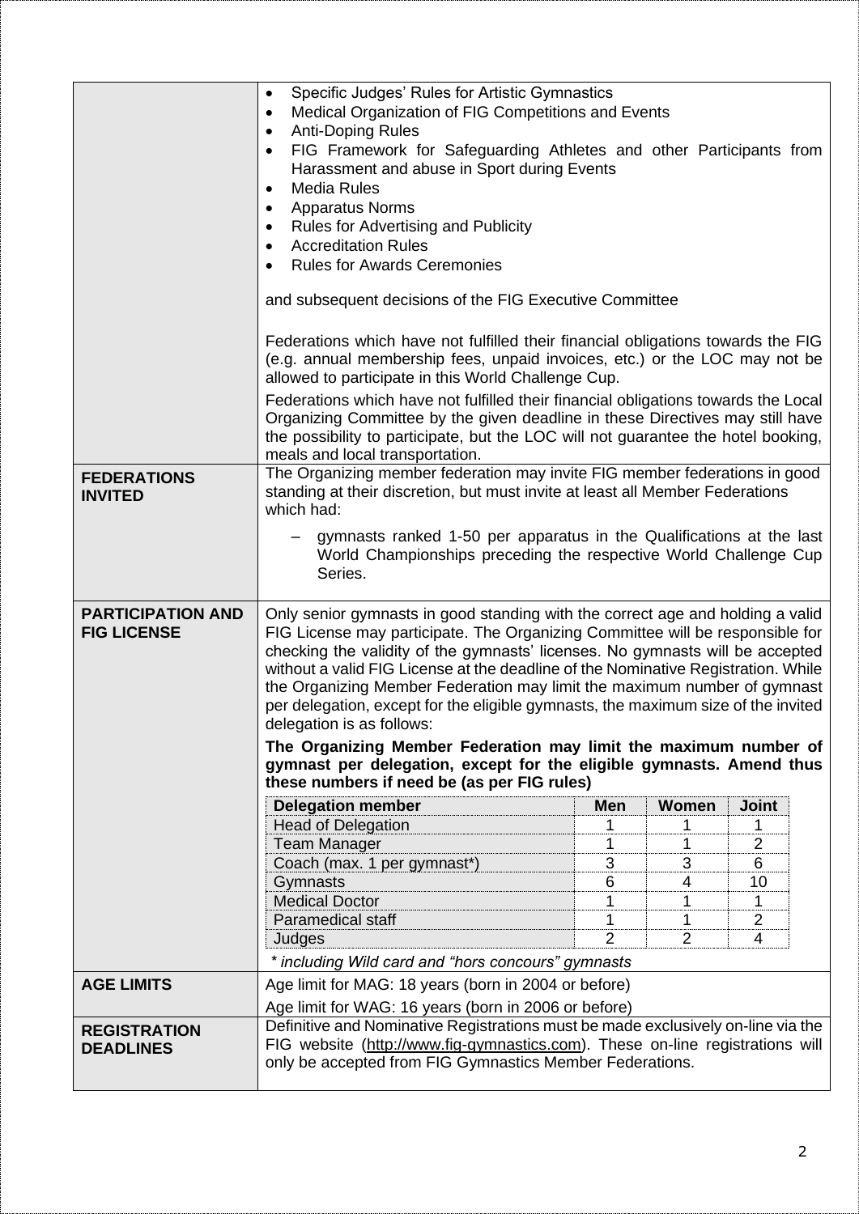| | |
|---|---|
| | • Specific Judges' Rules for Artistic Gymnastics<br>• Medical Organization of FIG Competitions and Events<br>• Anti-Doping Rules<br>• FIG Framework for Safeguarding Athletes and other Participants from Harassment and abuse in Sport during Events<br>• Media Rules<br>• Apparatus Norms<br>• Rules for Advertising and Publicity<br>• Accreditation Rules<br>• Rules for Awards Ceremonies<br><br>and subsequent decisions of the FIG Executive Committee<br><br>Federations which have not fulfilled their financial obligations towards the FIG (e.g. annual membership fees, unpaid invoices, etc.) or the LOC may not be allowed to participate in this World Challenge Cup.<br><br>Federations which have not fulfilled their financial obligations towards the Local Organizing Committee by the given deadline in these Directives may still have the possibility to participate, but the LOC will not guarantee the hotel booking, meals and local transportation. |
| **FEDERATIONS INVITED** | The Organizing member federation may invite FIG member federations in good standing at their discretion, but must invite at least all Member Federations which had:<br><br>– gymnasts ranked 1-50 per apparatus in the Qualifications at the last World Championships preceding the respective World Challenge Cup Series. |
| **PARTICIPATION AND FIG LICENSE** | Only senior gymnasts in good standing with the correct age and holding a valid FIG License may participate. The Organizing Committee will be responsible for checking the validity of the gymnasts' licenses. No gymnasts will be accepted without a valid FIG License at the deadline of the Nominative Registration. While the Organizing Member Federation may limit the maximum number of gymnast per delegation, except for the eligible gymnasts, the maximum size of the invited delegation is as follows:<br><br>**The Organizing Member Federation may limit the maximum number of gymnast per delegation, except for the eligible gymnasts. Amend thus these numbers if need be (as per FIG rules)** |

| Delegation member | Men | Women | Joint |
|---|---|---|---|
| Head of Delegation | 1 | 1 | 1 |
| Team Manager | 1 | 1 | 2 |
| Coach (max. 1 per gymnast*) | 3 | 3 | 6 |
| Gymnasts | 6 | 4 | 10 |
| Medical Doctor | 1 | 1 | 1 |
| Paramedical staff | 1 | 1 | 2 |
| Judges | 2 | 2 | 4 |

*\* including Wild card and "hors concours" gymnasts*

| | |
|---|---|
| **AGE LIMITS** | Age limit for MAG: 18 years (born in 2004 or before)<br>Age limit for WAG: 16 years (born in 2006 or before) |
| **REGISTRATION DEADLINES** | Definitive and Nominative Registrations must be made exclusively on-line via the FIG website (http://www.fig-gymnastics.com). These on-line registrations will only be accepted from FIG Gymnastics Member Federations. |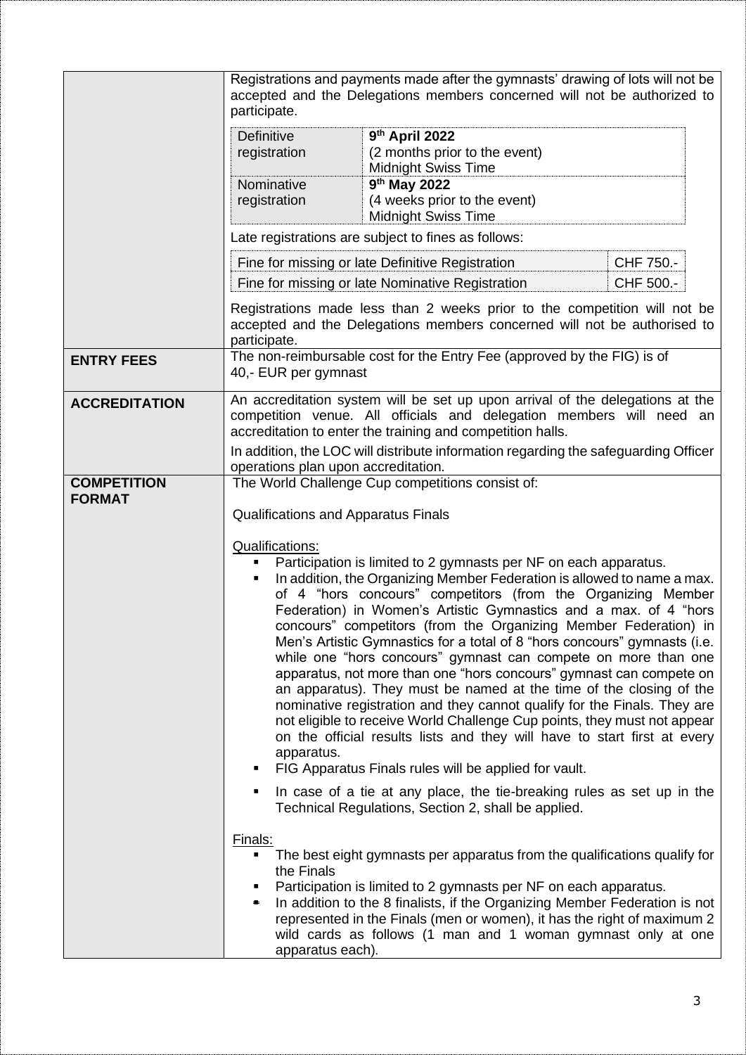| | |
|---|---|
| | Registrations and payments made after the gymnasts' drawing of lots will not be accepted and the Delegations members concerned will not be authorized to participate. |
| | **Definitive registration:** **9th April 2022** (2 months prior to the event) Midnight Swiss Time |
| | **Nominative registration:** **9th May 2022** (4 weeks prior to the event) Midnight Swiss Time |
| | Late registrations are subject to fines as follows: |
| | Fine for missing or late Definitive Registration — CHF 750.- |
| | Fine for missing or late Nominative Registration — CHF 500.- |
| | Registrations made less than 2 weeks prior to the competition will not be accepted and the Delegations members concerned will not be authorised to participate. |
| **ENTRY FEES** | The non-reimbursable cost for the Entry Fee (approved by the FIG) is of 40,- EUR per gymnast |
| **ACCREDITATION** | An accreditation system will be set up upon arrival of the delegations at the competition venue. All officials and delegation members will need an accreditation to enter the training and competition halls. In addition, the LOC will distribute information regarding the safeguarding Officer operations plan upon accreditation. |
| **COMPETITION FORMAT** | The World Challenge Cup competitions consist of: Qualifications and Apparatus Finals |

**COMPETITION FORMAT** (continued)

Qualifications:

- Participation is limited to 2 gymnasts per NF on each apparatus.
- In addition, the Organizing Member Federation is allowed to name a max. of 4 "hors concours" competitors (from the Organizing Member Federation) in Women's Artistic Gymnastics and a max. of 4 "hors concours" competitors (from the Organizing Member Federation) in Men's Artistic Gymnastics for a total of 8 "hors concours" gymnasts (i.e. while one "hors concours" gymnast can compete on more than one apparatus, not more than one "hors concours" gymnast can compete on an apparatus). They must be named at the time of the closing of the nominative registration and they cannot qualify for the Finals. They are not eligible to receive World Challenge Cup points, they must not appear on the official results lists and they will have to start first at every apparatus.
- FIG Apparatus Finals rules will be applied for vault.
- In case of a tie at any place, the tie-breaking rules as set up in the Technical Regulations, Section 2, shall be applied.

Finals:

- The best eight gymnasts per apparatus from the qualifications qualify for the Finals
- Participation is limited to 2 gymnasts per NF on each apparatus.
- In addition to the 8 finalists, if the Organizing Member Federation is not represented in the Finals (men or women), it has the right of maximum 2 wild cards as follows (1 man and 1 woman gymnast only at one apparatus each).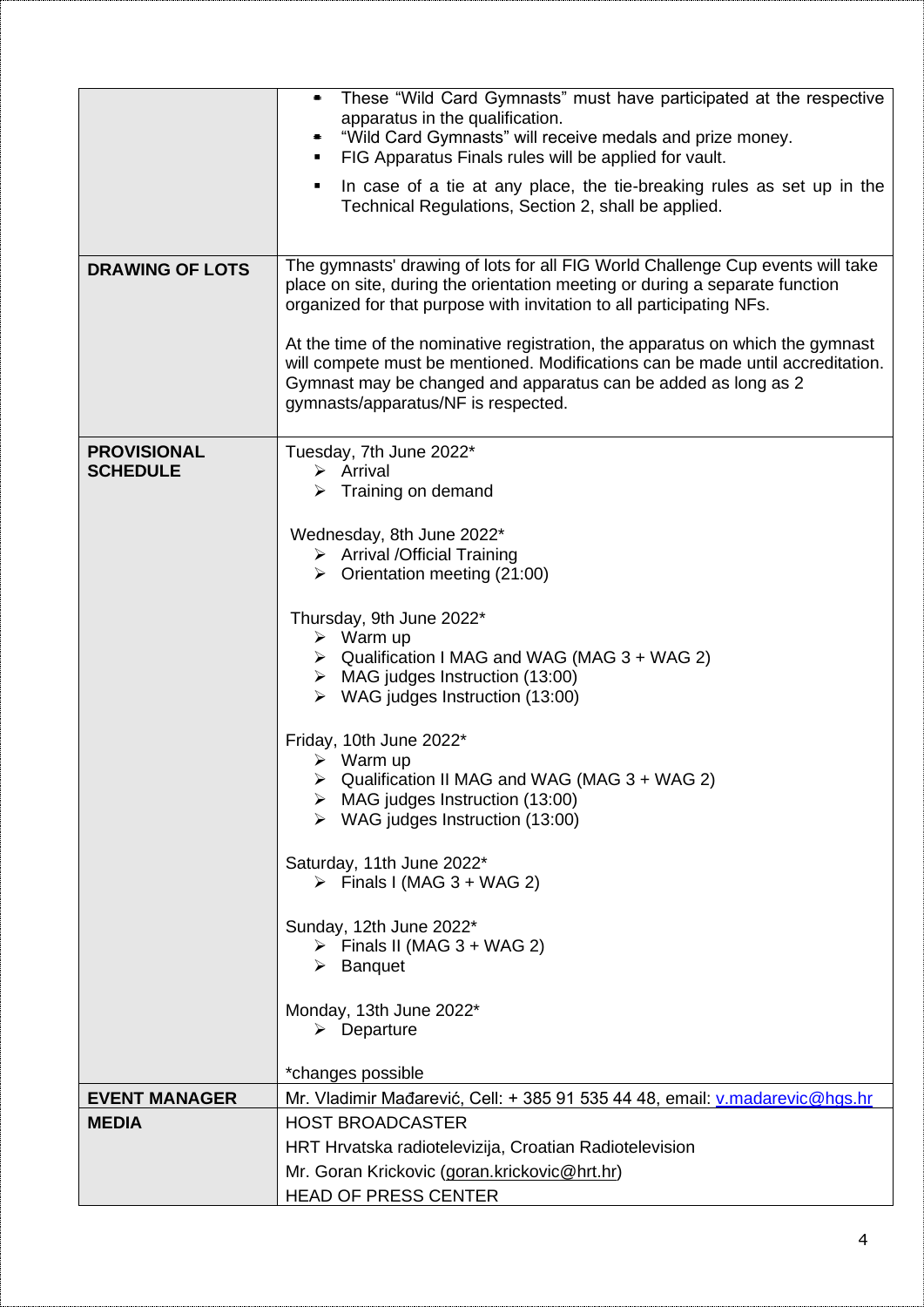|  |  |
|---|---|
|  | - These "Wild Card Gymnasts" must have participated at the respective apparatus in the qualification.<br>- "Wild Card Gymnasts" will receive medals and prize money.<br>- FIG Apparatus Finals rules will be applied for vault.<br>- In case of a tie at any place, the tie-breaking rules as set up in the Technical Regulations, Section 2, shall be applied. |
| **DRAWING OF LOTS** | The gymnasts' drawing of lots for all FIG World Challenge Cup events will take place on site, during the orientation meeting or during a separate function organized for that purpose with invitation to all participating NFs.<br><br>At the time of the nominative registration, the apparatus on which the gymnast will compete must be mentioned. Modifications can be made until accreditation. Gymnast may be changed and apparatus can be added as long as 2 gymnasts/apparatus/NF is respected. |
| **PROVISIONAL SCHEDULE** | Tuesday, 7th June 2022*<br>➢ Arrival<br>➢ Training on demand<br><br>Wednesday, 8th June 2022*<br>➢ Arrival /Official Training<br>➢ Orientation meeting (21:00)<br><br>Thursday, 9th June 2022*<br>➢ Warm up<br>➢ Qualification I MAG and WAG (MAG 3 + WAG 2)<br>➢ MAG judges Instruction (13:00)<br>➢ WAG judges Instruction (13:00)<br><br>Friday, 10th June 2022*<br>➢ Warm up<br>➢ Qualification II MAG and WAG (MAG 3 + WAG 2)<br>➢ MAG judges Instruction (13:00)<br>➢ WAG judges Instruction (13:00)<br><br>Saturday, 11th June 2022*<br>➢ Finals I (MAG 3 + WAG 2)<br><br>Sunday, 12th June 2022*<br>➢ Finals II (MAG 3 + WAG 2)<br>➢ Banquet<br><br>Monday, 13th June 2022*<br>➢ Departure<br><br>*changes possible |
| **EVENT MANAGER** | Mr. Vladimir Mađarević, Cell: + 385 91 535 44 48, email: v.madarevic@hgs.hr |
| **MEDIA** | HOST BROADCASTER<br>HRT Hrvatska radiotelevizija, Croatian Radiotelevision<br>Mr. Goran Krickovic (goran.krickovic@hrt.hr)<br>HEAD OF PRESS CENTER |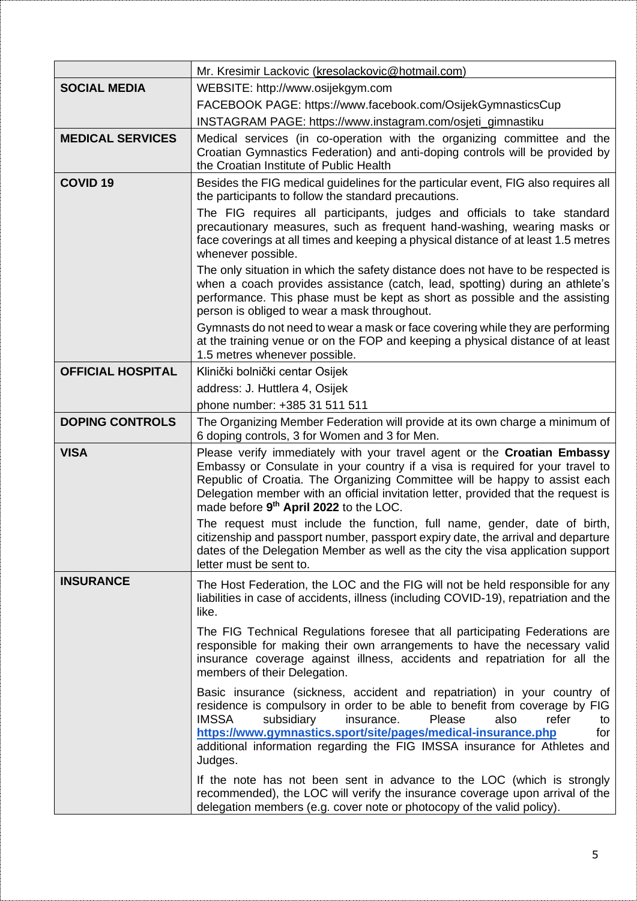| | |
|---|---|
| | Mr. Kresimir Lackovic (kresolackovic@hotmail.com) |
| **SOCIAL MEDIA** | WEBSITE: http://www.osijekgym.com<br>FACEBOOK PAGE: https://www.facebook.com/OsijekGymnasticsCup<br>INSTAGRAM PAGE: https://www.instagram.com/osjeti_gimnastiku |
| **MEDICAL SERVICES** | Medical services (in co-operation with the organizing committee and the Croatian Gymnastics Federation) and anti-doping controls will be provided by the Croatian Institute of Public Health |
| **COVID 19** | Besides the FIG medical guidelines for the particular event, FIG also requires all the participants to follow the standard precautions.<br>The FIG requires all participants, judges and officials to take standard precautionary measures, such as frequent hand-washing, wearing masks or face coverings at all times and keeping a physical distance of at least 1.5 metres whenever possible.<br>The only situation in which the safety distance does not have to be respected is when a coach provides assistance (catch, lead, spotting) during an athlete's performance. This phase must be kept as short as possible and the assisting person is obliged to wear a mask throughout.<br>Gymnasts do not need to wear a mask or face covering while they are performing at the training venue or on the FOP and keeping a physical distance of at least 1.5 metres whenever possible. |
| **OFFICIAL HOSPITAL** | Klinički bolnički centar Osijek<br>address: J. Huttlera 4, Osijek<br>phone number: +385 31 511 511 |
| **DOPING CONTROLS** | The Organizing Member Federation will provide at its own charge a minimum of 6 doping controls, 3 for Women and 3 for Men. |
| **VISA** | Please verify immediately with your travel agent or the **Croatian Embassy** Embassy or Consulate in your country if a visa is required for your travel to Republic of Croatia. The Organizing Committee will be happy to assist each Delegation member with an official invitation letter, provided that the request is made before **9th April 2022** to the LOC.<br>The request must include the function, full name, gender, date of birth, citizenship and passport number, passport expiry date, the arrival and departure dates of the Delegation Member as well as the city the visa application support letter must be sent to. |
| **INSURANCE** | The Host Federation, the LOC and the FIG will not be held responsible for any liabilities in case of accidents, illness (including COVID-19), repatriation and the like.<br>The FIG Technical Regulations foresee that all participating Federations are responsible for making their own arrangements to have the necessary valid insurance coverage against illness, accidents and repatriation for all the members of their Delegation.<br>Basic insurance (sickness, accident and repatriation) in your country of residence is compulsory in order to be able to benefit from coverage by FIG IMSSA subsidiary insurance. Please also refer to **https://www.gymnastics.sport/site/pages/medical-insurance.php** for additional information regarding the FIG IMSSA insurance for Athletes and Judges.<br>If the note has not been sent in advance to the LOC (which is strongly recommended), the LOC will verify the insurance coverage upon arrival of the delegation members (e.g. cover note or photocopy of the valid policy). |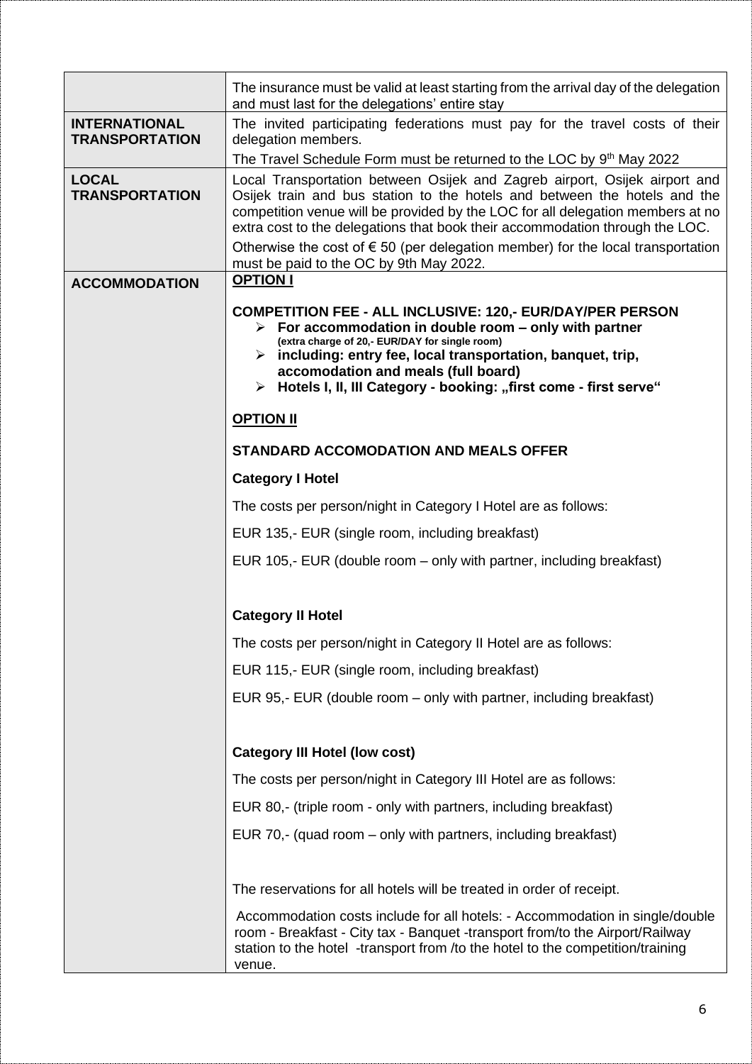| | |
|---|---|
| | The insurance must be valid at least starting from the arrival day of the delegation and must last for the delegations' entire stay |
| **INTERNATIONAL TRANSPORTATION** | The invited participating federations must pay for the travel costs of their delegation members.<br>The Travel Schedule Form must be returned to the LOC by 9th May 2022 |
| **LOCAL TRANSPORTATION** | Local Transportation between Osijek and Zagreb airport, Osijek airport and Osijek train and bus station to the hotels and between the hotels and the competition venue will be provided by the LOC for all delegation members at no extra cost to the delegations that book their accommodation through the LOC.<br>Otherwise the cost of € 50 (per delegation member) for the local transportation must be paid to the OC by 9th May 2022. |
| **ACCOMMODATION** | **<u>OPTION I</u>**<br><br>**COMPETITION FEE - ALL INCLUSIVE: 120,- EUR/DAY/PER PERSON**<br>➢ **For accommodation in double room – only with partner** **(extra charge of 20,- EUR/DAY for single room)**<br>➢ **including: entry fee, local transportation, banquet, trip, accomodation and meals (full board)**<br>➢ **Hotels I, II, III Category - booking: „first come - first serve"**<br><br>**<u>OPTION II</u>**<br><br>**STANDARD ACCOMODATION AND MEALS OFFER**<br><br>**Category I Hotel**<br><br>The costs per person/night in Category I Hotel are as follows:<br><br>EUR 135,- EUR (single room, including breakfast)<br><br>EUR 105,- EUR (double room – only with partner, including breakfast)<br><br>**Category II Hotel**<br><br>The costs per person/night in Category II Hotel are as follows:<br><br>EUR 115,- EUR (single room, including breakfast)<br><br>EUR 95,- EUR (double room – only with partner, including breakfast)<br><br>**Category III Hotel (low cost)**<br><br>The costs per person/night in Category III Hotel are as follows:<br><br>EUR 80,- (triple room - only with partners, including breakfast)<br><br>EUR 70,- (quad room – only with partners, including breakfast)<br><br>The reservations for all hotels will be treated in order of receipt.<br><br>Accommodation costs include for all hotels: - Accommodation in single/double room - Breakfast - City tax - Banquet -transport from/to the Airport/Railway station to the hotel -transport from /to the hotel to the competition/training venue. |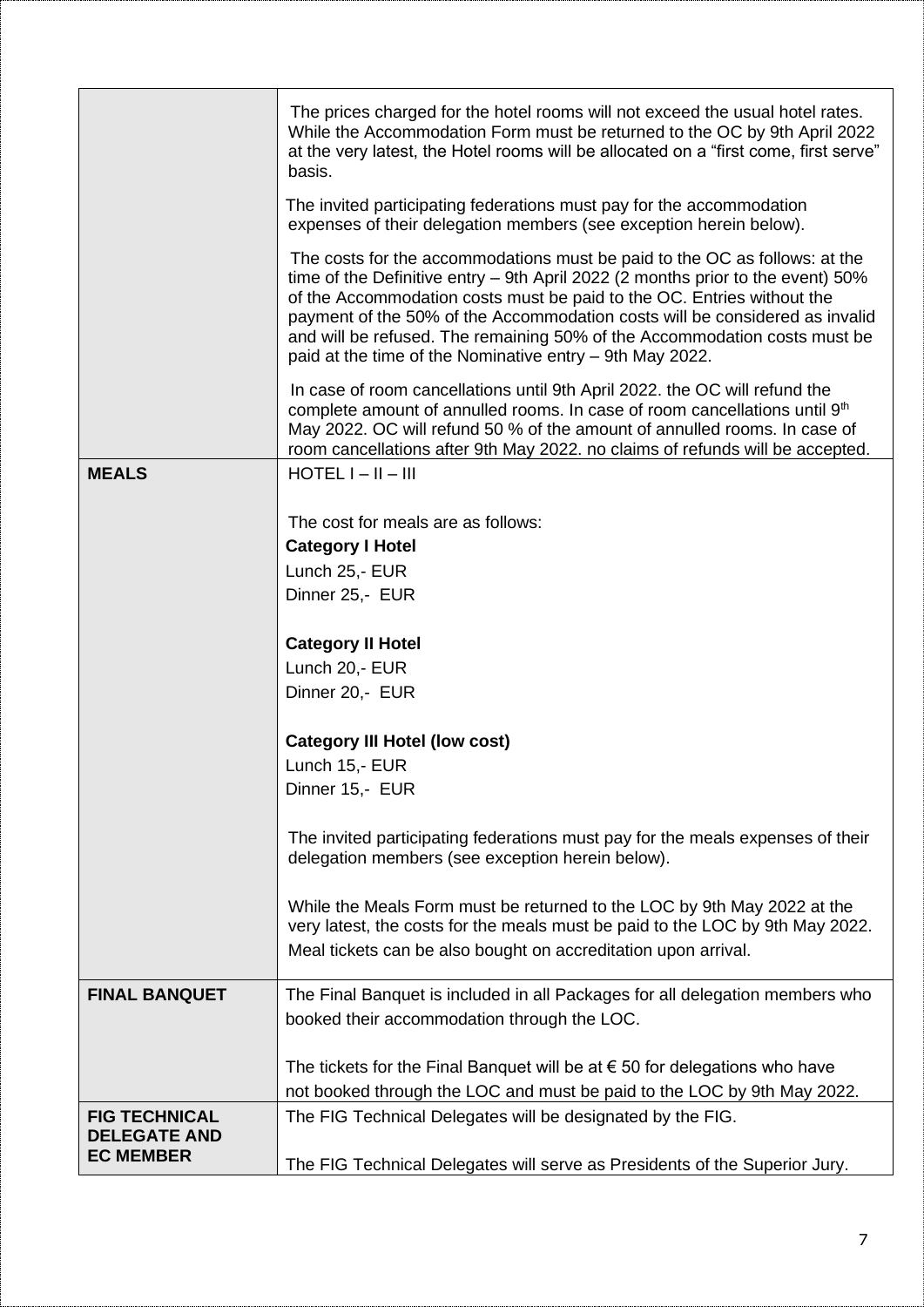| | |
|---|---|
| | The prices charged for the hotel rooms will not exceed the usual hotel rates. While the Accommodation Form must be returned to the OC by 9th April 2022 at the very latest, the Hotel rooms will be allocated on a "first come, first serve" basis.<br><br>The invited participating federations must pay for the accommodation expenses of their delegation members (see exception herein below).<br><br>The costs for the accommodations must be paid to the OC as follows: at the time of the Definitive entry – 9th April 2022 (2 months prior to the event) 50% of the Accommodation costs must be paid to the OC. Entries without the payment of the 50% of the Accommodation costs will be considered as invalid and will be refused. The remaining 50% of the Accommodation costs must be paid at the time of the Nominative entry – 9th May 2022.<br><br>In case of room cancellations until 9th April 2022. the OC will refund the complete amount of annulled rooms. In case of room cancellations until 9th May 2022. OC will refund 50 % of the amount of annulled rooms. In case of room cancellations after 9th May 2022. no claims of refunds will be accepted. |
| **MEALS** | HOTEL I – II – III<br><br>The cost for meals are as follows:<br>**Category I Hotel**<br>Lunch 25,- EUR<br>Dinner 25,- EUR<br><br>**Category II Hotel**<br>Lunch 20,- EUR<br>Dinner 20,- EUR<br><br>**Category III Hotel (low cost)**<br>Lunch 15,- EUR<br>Dinner 15,- EUR<br><br>The invited participating federations must pay for the meals expenses of their delegation members (see exception herein below).<br><br>While the Meals Form must be returned to the LOC by 9th May 2022 at the very latest, the costs for the meals must be paid to the LOC by 9th May 2022.<br>Meal tickets can be also bought on accreditation upon arrival. |
| **FINAL BANQUET** | The Final Banquet is included in all Packages for all delegation members who booked their accommodation through the LOC.<br><br>The tickets for the Final Banquet will be at € 50 for delegations who have not booked through the LOC and must be paid to the LOC by 9th May 2022. |
| **FIG TECHNICAL DELEGATE AND EC MEMBER** | The FIG Technical Delegates will be designated by the FIG.<br><br>The FIG Technical Delegates will serve as Presidents of the Superior Jury. |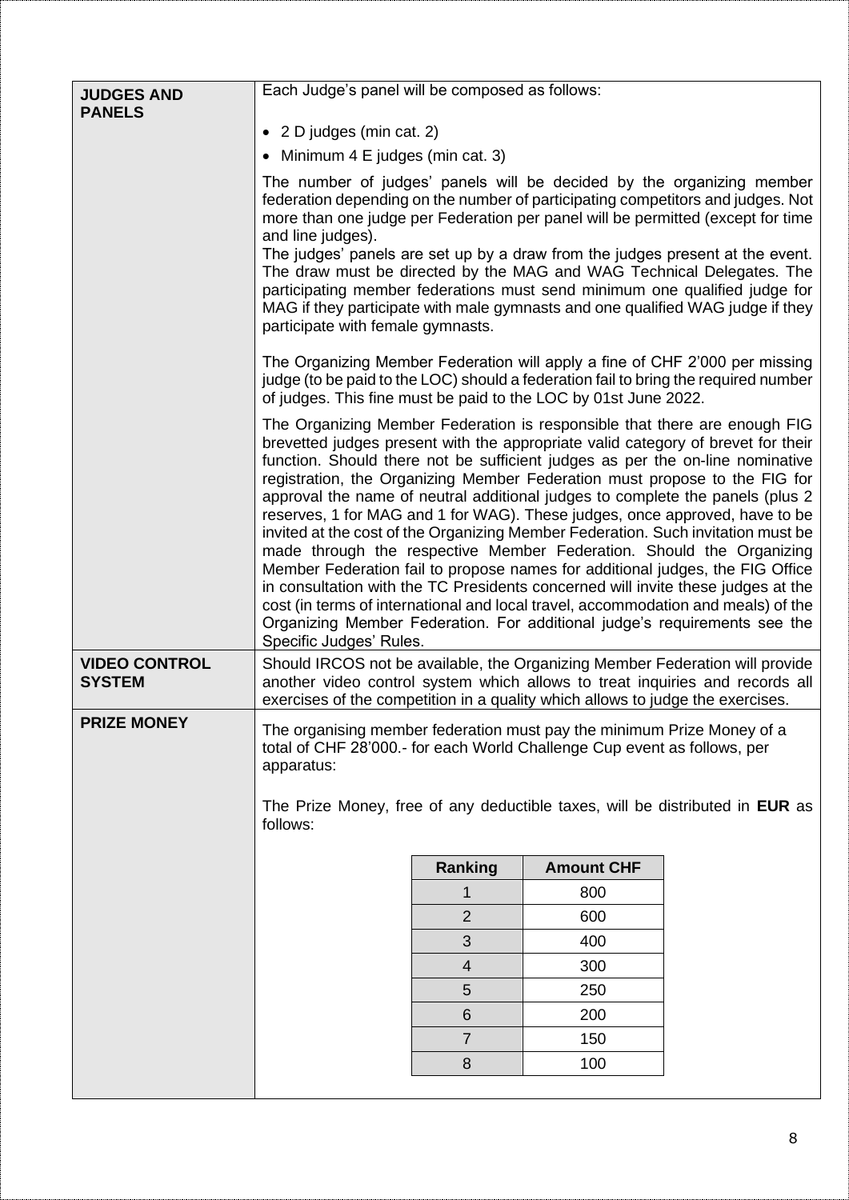| | |
|---|---|
| **JUDGES AND PANELS** | Each Judge's panel will be composed as follows:<br>• 2 D judges (min cat. 2)<br>• Minimum 4 E judges (min cat. 3)<br>The number of judges' panels will be decided by the organizing member federation depending on the number of participating competitors and judges. Not more than one judge per Federation per panel will be permitted (except for time and line judges).<br>The judges' panels are set up by a draw from the judges present at the event. The draw must be directed by the MAG and WAG Technical Delegates. The participating member federations must send minimum one qualified judge for MAG if they participate with male gymnasts and one qualified WAG judge if they participate with female gymnasts.<br><br>The Organizing Member Federation will apply a fine of CHF 2'000 per missing judge (to be paid to the LOC) should a federation fail to bring the required number of judges. This fine must be paid to the LOC by 01st June 2022.<br>The Organizing Member Federation is responsible that there are enough FIG brevetted judges present with the appropriate valid category of brevet for their function. Should there not be sufficient judges as per the on-line nominative registration, the Organizing Member Federation must propose to the FIG for approval the name of neutral additional judges to complete the panels (plus 2 reserves, 1 for MAG and 1 for WAG). These judges, once approved, have to be invited at the cost of the Organizing Member Federation. Such invitation must be made through the respective Member Federation. Should the Organizing Member Federation fail to propose names for additional judges, the FIG Office in consultation with the TC Presidents concerned will invite these judges at the cost (in terms of international and local travel, accommodation and meals) of the Organizing Member Federation. For additional judge's requirements see the Specific Judges' Rules. |
| **VIDEO CONTROL SYSTEM** | Should IRCOS not be available, the Organizing Member Federation will provide another video control system which allows to treat inquiries and records all exercises of the competition in a quality which allows to judge the exercises. |
| **PRIZE MONEY** | The organising member federation must pay the minimum Prize Money of a total of CHF 28'000.- for each World Challenge Cup event as follows, per apparatus:<br><br>The Prize Money, free of any deductible taxes, will be distributed in **EUR** as follows: |

| Ranking | Amount CHF |
|---|---|
| 1 | 800 |
| 2 | 600 |
| 3 | 400 |
| 4 | 300 |
| 5 | 250 |
| 6 | 200 |
| 7 | 150 |
| 8 | 100 |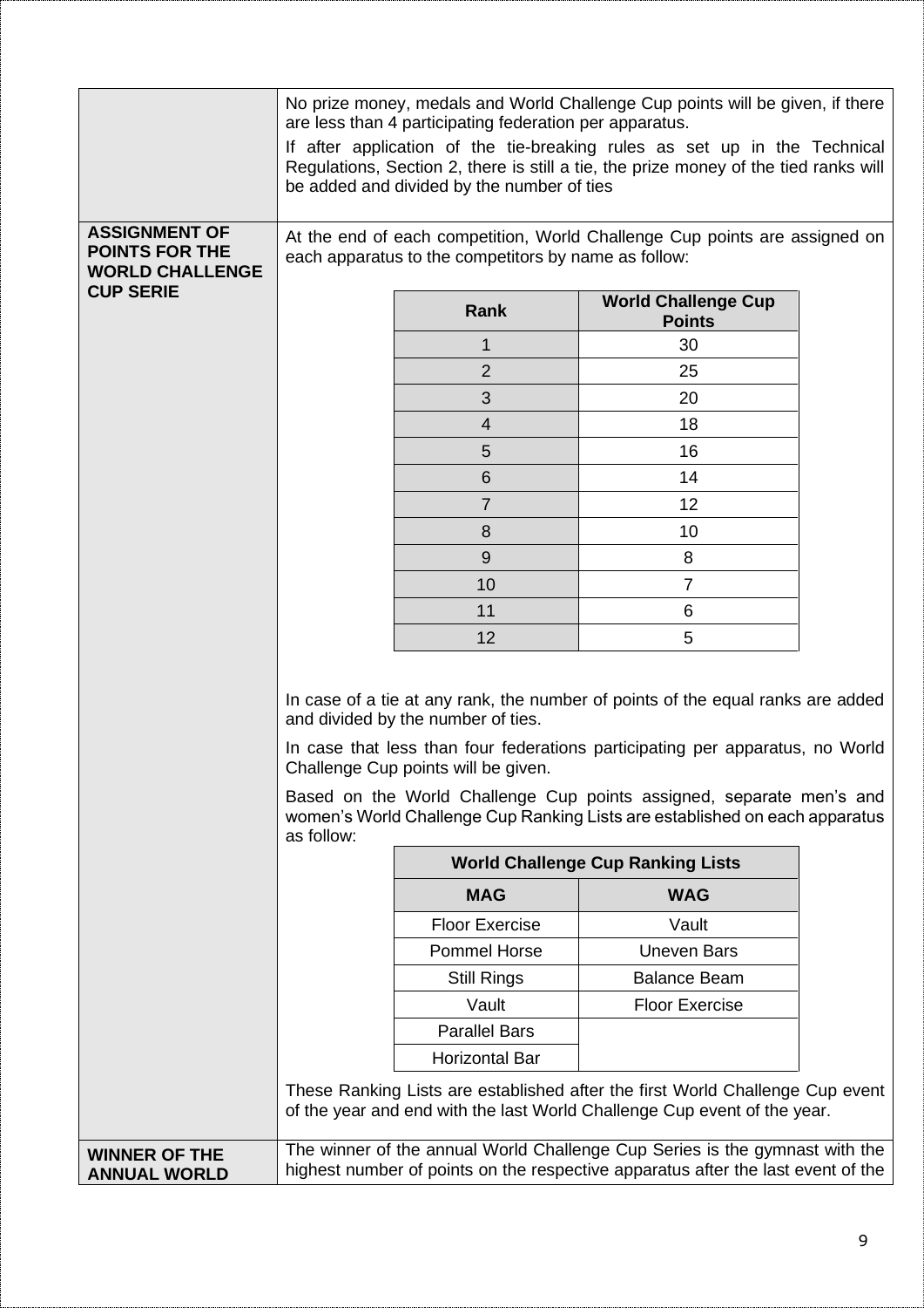| | |
|---|---|
| | No prize money, medals and World Challenge Cup points will be given, if there are less than 4 participating federation per apparatus.<br>If after application of the tie-breaking rules as set up in the Technical Regulations, Section 2, there is still a tie, the prize money of the tied ranks will be added and divided by the number of ties |
| **ASSIGNMENT OF POINTS FOR THE WORLD CHALLENGE CUP SERIE** | At the end of each competition, World Challenge Cup points are assigned on each apparatus to the competitors by name as follow: |

| Rank | World Challenge Cup Points |
|---|---|
| 1 | 30 |
| 2 | 25 |
| 3 | 20 |
| 4 | 18 |
| 5 | 16 |
| 6 | 14 |
| 7 | 12 |
| 8 | 10 |
| 9 | 8 |
| 10 | 7 |
| 11 | 6 |
| 12 | 5 |

In case of a tie at any rank, the number of points of the equal ranks are added and divided by the number of ties.

In case that less than four federations participating per apparatus, no World Challenge Cup points will be given.

Based on the World Challenge Cup points assigned, separate men's and women's World Challenge Cup Ranking Lists are established on each apparatus as follow:

| World Challenge Cup Ranking Lists | |
|---|---|
| **MAG** | **WAG** |
| Floor Exercise | Vault |
| Pommel Horse | Uneven Bars |
| Still Rings | Balance Beam |
| Vault | Floor Exercise |
| Parallel Bars | |
| Horizontal Bar | |

These Ranking Lists are established after the first World Challenge Cup event of the year and end with the last World Challenge Cup event of the year.

| | |
|---|---|
| **WINNER OF THE ANNUAL WORLD** | The winner of the annual World Challenge Cup Series is the gymnast with the highest number of points on the respective apparatus after the last event of the |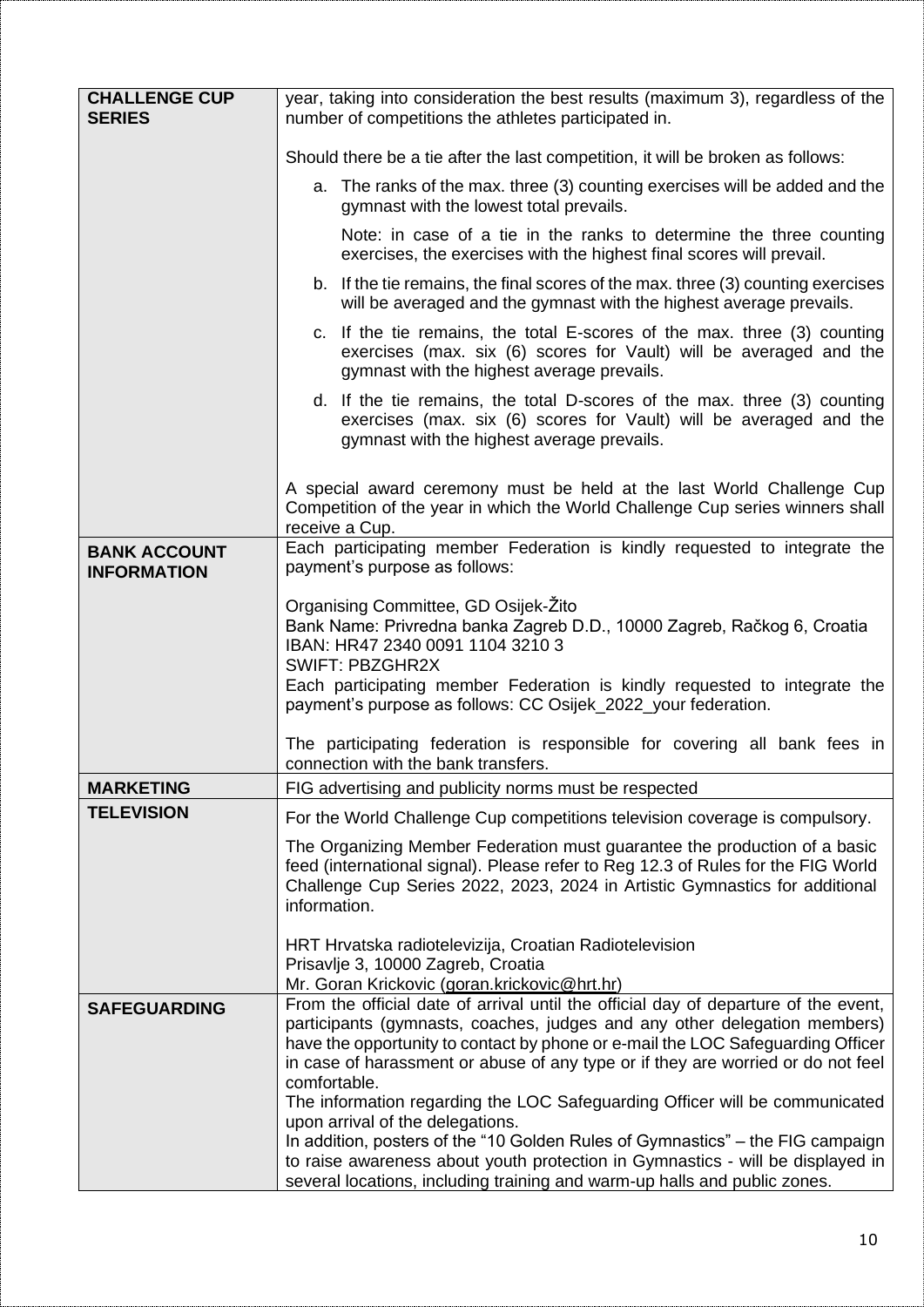| | |
|---|---|
| **CHALLENGE CUP SERIES** | year, taking into consideration the best results (maximum 3), regardless of the number of competitions the athletes participated in.<br><br>Should there be a tie after the last competition, it will be broken as follows:<br><br>a. The ranks of the max. three (3) counting exercises will be added and the gymnast with the lowest total prevails.<br><br>Note: in case of a tie in the ranks to determine the three counting exercises, the exercises with the highest final scores will prevail.<br><br>b. If the tie remains, the final scores of the max. three (3) counting exercises will be averaged and the gymnast with the highest average prevails.<br><br>c. If the tie remains, the total E-scores of the max. three (3) counting exercises (max. six (6) scores for Vault) will be averaged and the gymnast with the highest average prevails.<br><br>d. If the tie remains, the total D-scores of the max. three (3) counting exercises (max. six (6) scores for Vault) will be averaged and the gymnast with the highest average prevails.<br><br>A special award ceremony must be held at the last World Challenge Cup Competition of the year in which the World Challenge Cup series winners shall receive a Cup. |
| **BANK ACCOUNT INFORMATION** | Each participating member Federation is kindly requested to integrate the payment's purpose as follows:<br><br>Organising Committee, GD Osijek-Žito<br>Bank Name: Privredna banka Zagreb D.D., 10000 Zagreb, Račkog 6, Croatia<br>IBAN: HR47 2340 0091 1104 3210 3<br>SWIFT: PBZGHR2X<br>Each participating member Federation is kindly requested to integrate the payment's purpose as follows: CC Osijek_2022_your federation.<br><br>The participating federation is responsible for covering all bank fees in connection with the bank transfers. |
| **MARKETING** | FIG advertising and publicity norms must be respected |
| **TELEVISION** | For the World Challenge Cup competitions television coverage is compulsory.<br><br>The Organizing Member Federation must guarantee the production of a basic feed (international signal). Please refer to Reg 12.3 of Rules for the FIG World Challenge Cup Series 2022, 2023, 2024 in Artistic Gymnastics for additional information.<br><br>HRT Hrvatska radiotelevizija, Croatian Radiotelevision<br>Prisavlje 3, 10000 Zagreb, Croatia<br>Mr. Goran Krickovic (goran.krickovic@hrt.hr) |
| **SAFEGUARDING** | From the official date of arrival until the official day of departure of the event, participants (gymnasts, coaches, judges and any other delegation members) have the opportunity to contact by phone or e-mail the LOC Safeguarding Officer in case of harassment or abuse of any type or if they are worried or do not feel comfortable.<br>The information regarding the LOC Safeguarding Officer will be communicated upon arrival of the delegations.<br>In addition, posters of the "10 Golden Rules of Gymnastics" – the FIG campaign to raise awareness about youth protection in Gymnastics - will be displayed in several locations, including training and warm-up halls and public zones. |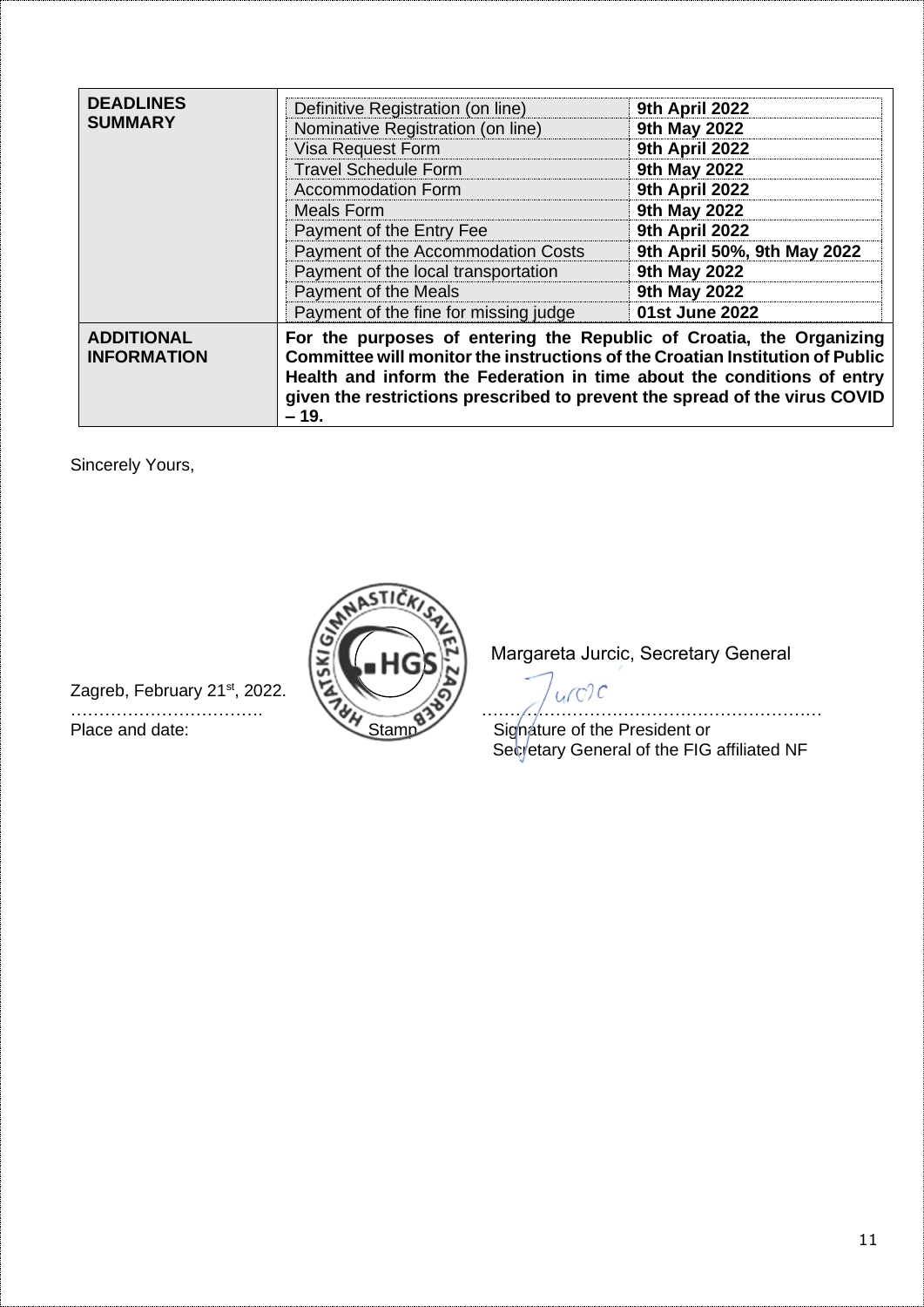| | | |
|---|---|---|
| **DEADLINES SUMMARY** | Definitive Registration (on line) | **9th April 2022** |
| | Nominative Registration (on line) | **9th May 2022** |
| | Visa Request Form | **9th April 2022** |
| | Travel Schedule Form | **9th May 2022** |
| | Accommodation Form | **9th April 2022** |
| | Meals Form | **9th May 2022** |
| | Payment of the Entry Fee | **9th April 2022** |
| | Payment of the Accommodation Costs | **9th April 50%, 9th May 2022** |
| | Payment of the local transportation | **9th May 2022** |
| | Payment of the Meals | **9th May 2022** |
| | Payment of the fine for missing judge | **01st June 2022** |
| **ADDITIONAL INFORMATION** | **For the purposes of entering the Republic of Croatia, the Organizing Committee will monitor the instructions of the Croatian Institution of Public Health and inform the Federation in time about the conditions of entry given the restrictions prescribed to prevent the spread of the virus COVID – 19.** | |

Sincerely Yours,

Margareta Jurcic, Secretary General

Zagreb, February 21st, 2022.
…………………………….
Place and date:

Stamp

……………………………………………………
Signature of the President or
Secretary General of the FIG affiliated NF